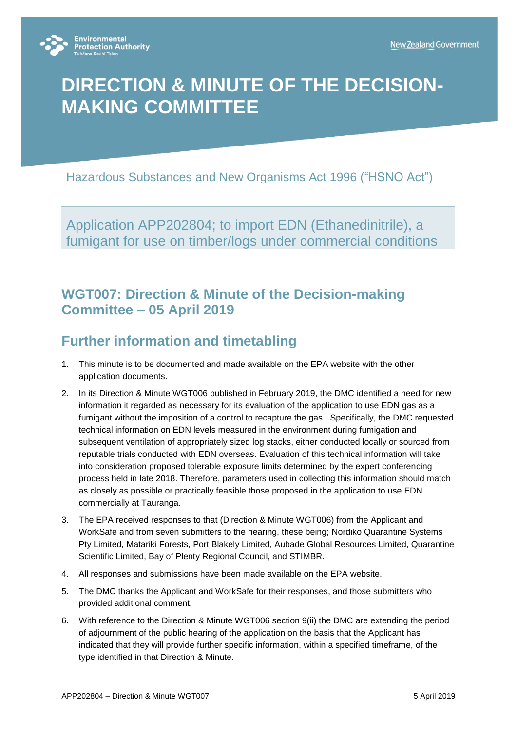# DIRECTION & MINUTE OF THE DECISION-MAKING COMMITTEE

Hazardous Substances and New Organisms Act 1996 ("HSNO Act")

Application APP202804; to import EDN (Ethanedinitrile), a fumigant for use on timber/logs under commercial conditions

## WGT007: Direction & Minute of the Decision-making Committee – 05 April 2019

## Further information and timetabling

1. This minute is to be documented and made available on the EPA website with the other application documents.
2. In its Direction & Minute WGT006 published in February 2019, the DMC identified a need for new information it regarded as necessary for its evaluation of the application to use EDN gas as a fumigant without the imposition of a control to recapture the gas. Specifically, the DMC requested technical information on EDN levels measured in the environment during fumigation and subsequent ventilation of appropriately sized log stacks, either conducted locally or sourced from reputable trials conducted with EDN overseas. Evaluation of this technical information will take into consideration proposed tolerable exposure limits determined by the expert conferencing process held in late 2018. Therefore, parameters used in collecting this information should match as closely as possible or practically feasible those proposed in the application to use EDN commercially at Tauranga.
3. The EPA received responses to that (Direction & Minute WGT006) from the Applicant and WorkSafe and from seven submitters to the hearing, these being; Nordiko Quarantine Systems Pty Limited, Matariki Forests, Port Blakely Limited, Aubade Global Resources Limited, Quarantine Scientific Limited, Bay of Plenty Regional Council, and STIMBR.
4. All responses and submissions have been made available on the EPA website.
5. The DMC thanks the Applicant and WorkSafe for their responses, and those submitters who provided additional comment.
6. With reference to the Direction & Minute WGT006 section 9(ii) the DMC are extending the period of adjournment of the public hearing of the application on the basis that the Applicant has indicated that they will provide further specific information, within a specified timeframe, of the type identified in that Direction & Minute.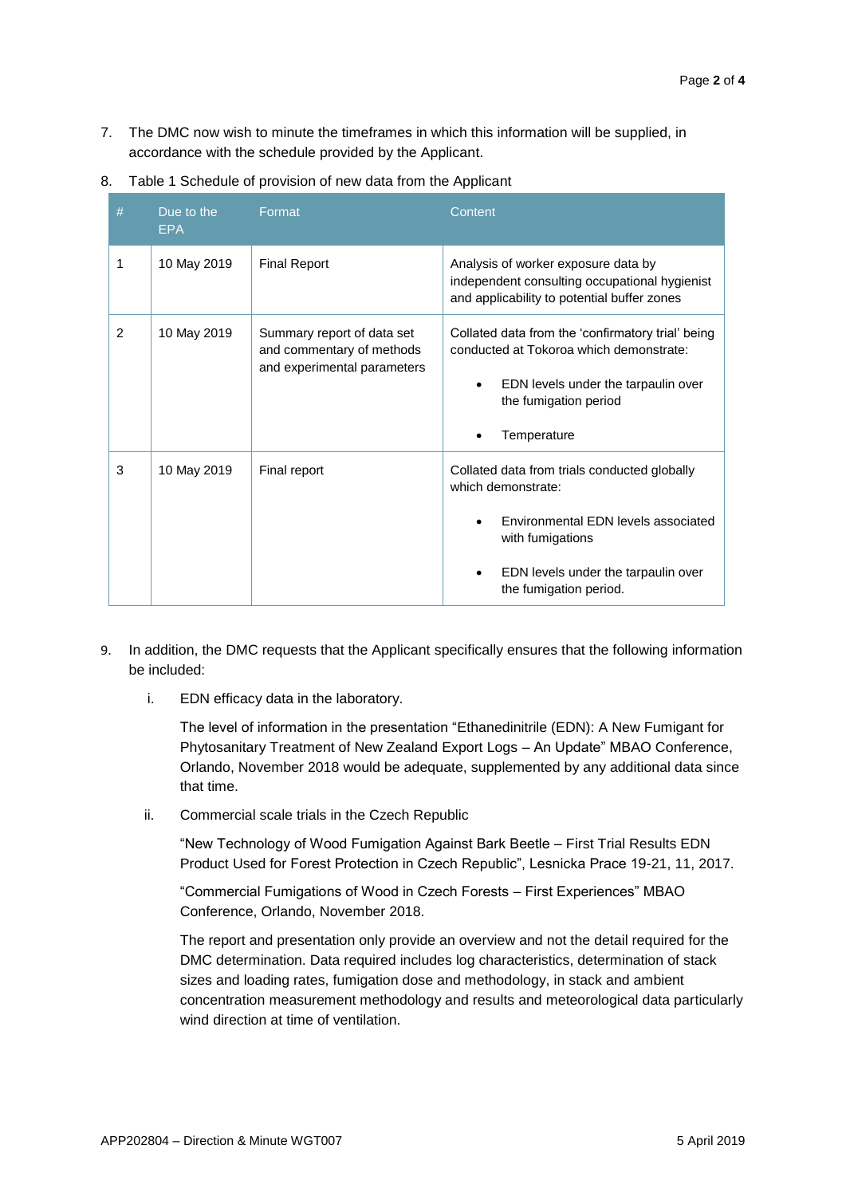7. The DMC now wish to minute the timeframes in which this information will be supplied, in accordance with the schedule provided by the Applicant.

8. Table 1 Schedule of provision of new data from the Applicant

| # | Due to the EPA | Format | Content |
|---|---|---|---|
| 1 | 10 May 2019 | Final Report | Analysis of worker exposure data by independent consulting occupational hygienist and applicability to potential buffer zones |
| 2 | 10 May 2019 | Summary report of data set and commentary of methods and experimental parameters | Collated data from the 'confirmatory trial' being conducted at Tokoroa which demonstrate:<br>• EDN levels under the tarpaulin over the fumigation period<br>• Temperature |
| 3 | 10 May 2019 | Final report | Collated data from trials conducted globally which demonstrate:<br>• Environmental EDN levels associated with fumigations<br>• EDN levels under the tarpaulin over the fumigation period. |

9. In addition, the DMC requests that the Applicant specifically ensures that the following information be included:

   i. EDN efficacy data in the laboratory.

      The level of information in the presentation "Ethanedinitrile (EDN): A New Fumigant for Phytosanitary Treatment of New Zealand Export Logs – An Update" MBAO Conference, Orlando, November 2018 would be adequate, supplemented by any additional data since that time.

   ii. Commercial scale trials in the Czech Republic

      "New Technology of Wood Fumigation Against Bark Beetle – First Trial Results EDN Product Used for Forest Protection in Czech Republic", Lesnicka Prace 19-21, 11, 2017.

      "Commercial Fumigations of Wood in Czech Forests – First Experiences" MBAO Conference, Orlando, November 2018.

      The report and presentation only provide an overview and not the detail required for the DMC determination. Data required includes log characteristics, determination of stack sizes and loading rates, fumigation dose and methodology, in stack and ambient concentration measurement methodology and results and meteorological data particularly wind direction at time of ventilation.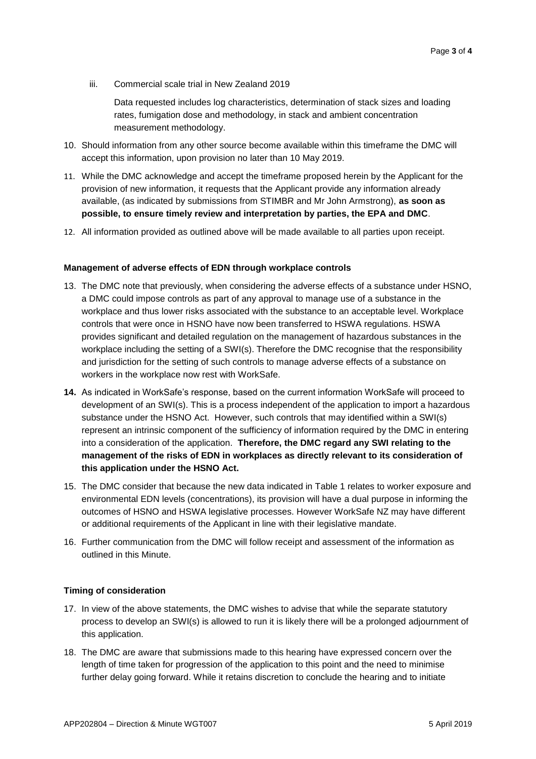iii. Commercial scale trial in New Zealand 2019

Data requested includes log characteristics, determination of stack sizes and loading rates, fumigation dose and methodology, in stack and ambient concentration measurement methodology.

10. Should information from any other source become available within this timeframe the DMC will accept this information, upon provision no later than 10 May 2019.
11. While the DMC acknowledge and accept the timeframe proposed herein by the Applicant for the provision of new information, it requests that the Applicant provide any information already available, (as indicated by submissions from STIMBR and Mr John Armstrong), **as soon as possible, to ensure timely review and interpretation by parties, the EPA and DMC**.
12. All information provided as outlined above will be made available to all parties upon receipt.

**Management of adverse effects of EDN through workplace controls**

13. The DMC note that previously, when considering the adverse effects of a substance under HSNO, a DMC could impose controls as part of any approval to manage use of a substance in the workplace and thus lower risks associated with the substance to an acceptable level. Workplace controls that were once in HSNO have now been transferred to HSWA regulations. HSWA provides significant and detailed regulation on the management of hazardous substances in the workplace including the setting of a SWI(s). Therefore the DMC recognise that the responsibility and jurisdiction for the setting of such controls to manage adverse effects of a substance on workers in the workplace now rest with WorkSafe.
14. As indicated in WorkSafe's response, based on the current information WorkSafe will proceed to development of an SWI(s). This is a process independent of the application to import a hazardous substance under the HSNO Act. However, such controls that may identified within a SWI(s) represent an intrinsic component of the sufficiency of information required by the DMC in entering into a consideration of the application. **Therefore, the DMC regard any SWI relating to the management of the risks of EDN in workplaces as directly relevant to its consideration of this application under the HSNO Act.**
15. The DMC consider that because the new data indicated in Table 1 relates to worker exposure and environmental EDN levels (concentrations), its provision will have a dual purpose in informing the outcomes of HSNO and HSWA legislative processes. However WorkSafe NZ may have different or additional requirements of the Applicant in line with their legislative mandate.
16. Further communication from the DMC will follow receipt and assessment of the information as outlined in this Minute.

**Timing of consideration**

17. In view of the above statements, the DMC wishes to advise that while the separate statutory process to develop an SWI(s) is allowed to run it is likely there will be a prolonged adjournment of this application.
18. The DMC are aware that submissions made to this hearing have expressed concern over the length of time taken for progression of the application to this point and the need to minimise further delay going forward. While it retains discretion to conclude the hearing and to initiate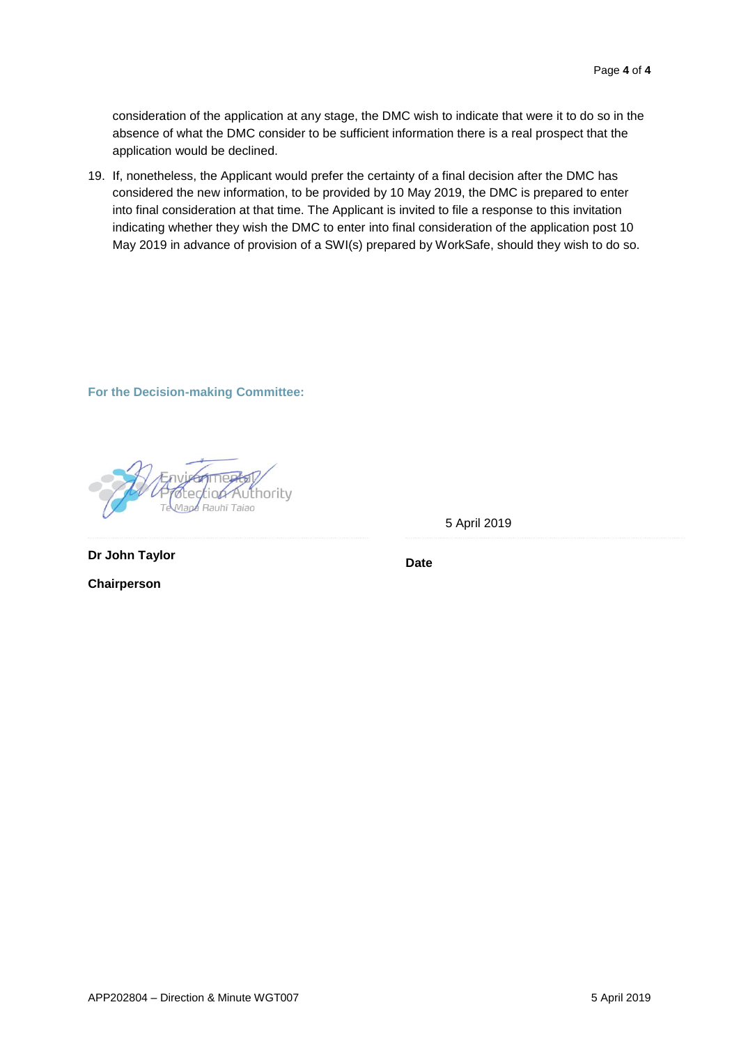consideration of the application at any stage, the DMC wish to indicate that were it to do so in the absence of what the DMC consider to be sufficient information there is a real prospect that the application would be declined.

19. If, nonetheless, the Applicant would prefer the certainty of a final decision after the DMC has considered the new information, to be provided by 10 May 2019, the DMC is prepared to enter into final consideration at that time. The Applicant is invited to file a response to this invitation indicating whether they wish the DMC to enter into final consideration of the application post 10 May 2019 in advance of provision of a SWI(s) prepared by WorkSafe, should they wish to do so.

**For the Decision-making Committee:**

| | |
|---|---|
| | 5 April 2019 |
| **Dr John Taylor** | **Date** |
| **Chairperson** | |